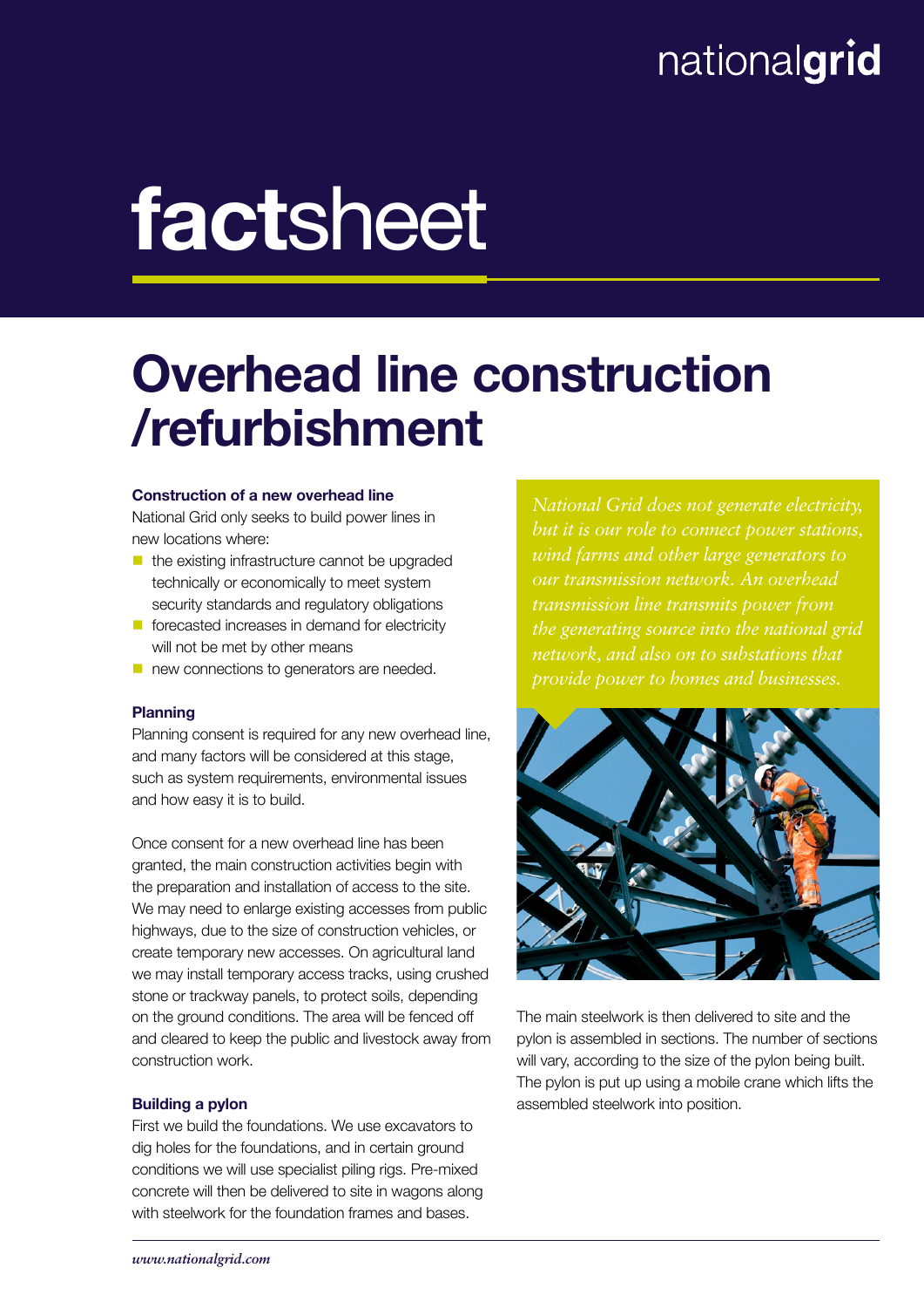nationalgrid

# factsheet

## Overhead line construction /refurbishment

### Construction of a new overhead line

National Grid only seeks to build power lines in new locations where:

- the existing infrastructure cannot be upgraded technically or economically to meet system security standards and regulatory obligations
- forecasted increases in demand for electricity will not be met by other means
- new connections to generators are needed.

### Planning

Planning consent is required for any new overhead line, and many factors will be considered at this stage, such as system requirements, environmental issues and how easy it is to build.

Once consent for a new overhead line has been granted, the main construction activities begin with the preparation and installation of access to the site. We may need to enlarge existing accesses from public highways, due to the size of construction vehicles, or create temporary new accesses. On agricultural land we may install temporary access tracks, using crushed stone or trackway panels, to protect soils, depending on the ground conditions. The area will be fenced off and cleared to keep the public and livestock away from construction work.

### Building a pylon

First we build the foundations. We use excavators to dig holes for the foundations, and in certain ground conditions we will use specialist piling rigs. Pre-mixed concrete will then be delivered to site in wagons along with steelwork for the foundation frames and bases.

*National Grid does not generate electricity, but it is our role to connect power stations, wind farms and other large generators to our transmission network. An overhead transmission line transmits power from the generating source into the national grid network, and also on to substations that provide power to homes and businesses.*

The main steelwork is then delivered to site and the pylon is assembled in sections. The number of sections will vary, according to the size of the pylon being built. The pylon is put up using a mobile crane which lifts the assembled steelwork into position.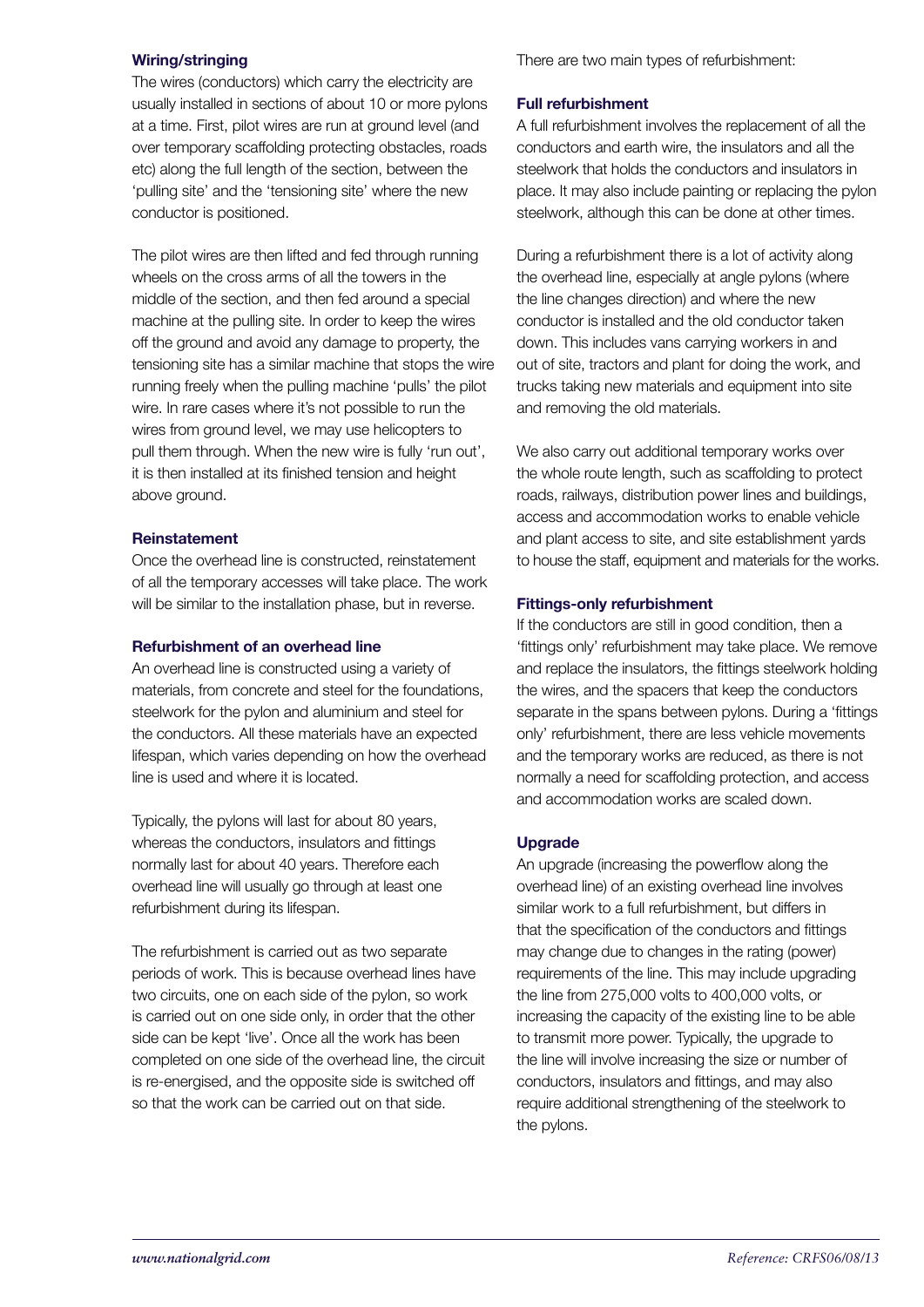### Wiring/stringing

The wires (conductors) which carry the electricity are usually installed in sections of about 10 or more pylons at a time. First, pilot wires are run at ground level (and over temporary scaffolding protecting obstacles, roads etc) along the full length of the section, between the 'pulling site' and the 'tensioning site' where the new conductor is positioned.

The pilot wires are then lifted and fed through running wheels on the cross arms of all the towers in the middle of the section, and then fed around a special machine at the pulling site. In order to keep the wires off the ground and avoid any damage to property, the tensioning site has a similar machine that stops the wire running freely when the pulling machine 'pulls' the pilot wire. In rare cases where it's not possible to run the wires from ground level, we may use helicopters to pull them through. When the new wire is fully 'run out', it is then installed at its finished tension and height above ground.

### Reinstatement

Once the overhead line is constructed, reinstatement of all the temporary accesses will take place. The work will be similar to the installation phase, but in reverse.

### Refurbishment of an overhead line

An overhead line is constructed using a variety of materials, from concrete and steel for the foundations, steelwork for the pylon and aluminium and steel for the conductors. All these materials have an expected lifespan, which varies depending on how the overhead line is used and where it is located.

Typically, the pylons will last for about 80 years, whereas the conductors, insulators and fittings normally last for about 40 years. Therefore each overhead line will usually go through at least one refurbishment during its lifespan.

The refurbishment is carried out as two separate periods of work. This is because overhead lines have two circuits, one on each side of the pylon, so work is carried out on one side only, in order that the other side can be kept 'live'. Once all the work has been completed on one side of the overhead line, the circuit is re-energised, and the opposite side is switched off so that the work can be carried out on that side.

There are two main types of refurbishment:

### Full refurbishment

A full refurbishment involves the replacement of all the conductors and earth wire, the insulators and all the steelwork that holds the conductors and insulators in place. It may also include painting or replacing the pylon steelwork, although this can be done at other times.

During a refurbishment there is a lot of activity along the overhead line, especially at angle pylons (where the line changes direction) and where the new conductor is installed and the old conductor taken down. This includes vans carrying workers in and out of site, tractors and plant for doing the work, and trucks taking new materials and equipment into site and removing the old materials.

We also carry out additional temporary works over the whole route length, such as scaffolding to protect roads, railways, distribution power lines and buildings, access and accommodation works to enable vehicle and plant access to site, and site establishment yards to house the staff, equipment and materials for the works.

### Fittings-only refurbishment

If the conductors are still in good condition, then a 'fittings only' refurbishment may take place. We remove and replace the insulators, the fittings steelwork holding the wires, and the spacers that keep the conductors separate in the spans between pylons. During a 'fittings only' refurbishment, there are less vehicle movements and the temporary works are reduced, as there is not normally a need for scaffolding protection, and access and accommodation works are scaled down.

### Upgrade

An upgrade (increasing the powerflow along the overhead line) of an existing overhead line involves similar work to a full refurbishment, but differs in that the specification of the conductors and fittings may change due to changes in the rating (power) requirements of the line. This may include upgrading the line from 275,000 volts to 400,000 volts, or increasing the capacity of the existing line to be able to transmit more power. Typically, the upgrade to the line will involve increasing the size or number of conductors, insulators and fittings, and may also require additional strengthening of the steelwork to the pylons.